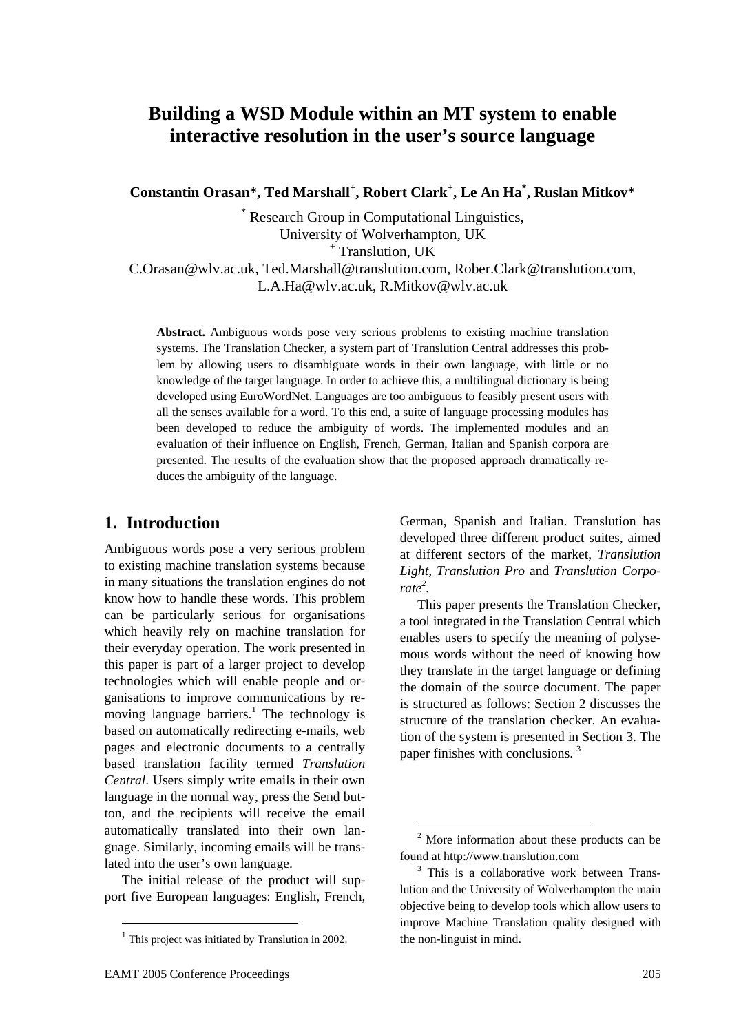# Building a WSD Module within an MT system to enable interactive resolution in the user's source language

**Constantin Orasan*, Ted Marshall[+], Robert Clark[+], Le An Ha*, Ruslan Mitkov***

* Research Group in Computational Linguistics,
University of Wolverhampton, UK
[+] Translution, UK
C.Orasan@wlv.ac.uk, Ted.Marshall@translution.com, Rober.Clark@translution.com,
L.A.Ha@wlv.ac.uk, R.Mitkov@wlv.ac.uk

**Abstract.** Ambiguous words pose very serious problems to existing machine translation systems. The Translation Checker, a system part of Translution Central addresses this problem by allowing users to disambiguate words in their own language, with little or no knowledge of the target language. In order to achieve this, a multilingual dictionary is being developed using EuroWordNet. Languages are too ambiguous to feasibly present users with all the senses available for a word. To this end, a suite of language processing modules has been developed to reduce the ambiguity of words. The implemented modules and an evaluation of their influence on English, French, German, Italian and Spanish corpora are presented. The results of the evaluation show that the proposed approach dramatically reduces the ambiguity of the language.

## 1. Introduction

Ambiguous words pose a very serious problem to existing machine translation systems because in many situations the translation engines do not know how to handle these words. This problem can be particularly serious for organisations which heavily rely on machine translation for their everyday operation. The work presented in this paper is part of a larger project to develop technologies which will enable people and organisations to improve communications by removing language barriers.[1] The technology is based on automatically redirecting e-mails, web pages and electronic documents to a centrally based translation facility termed *Translution Central*. Users simply write emails in their own language in the normal way, press the Send button, and the recipients will receive the email automatically translated into their own language. Similarly, incoming emails will be translated into the user's own language.

The initial release of the product will support five European languages: English, French, German, Spanish and Italian. Translution has developed three different product suites, aimed at different sectors of the market, *Translution Light, Translution Pro* and *Translution Corporate*[2].

This paper presents the Translation Checker, a tool integrated in the Translation Central which enables users to specify the meaning of polysemous words without the need of knowing how they translate in the target language or defining the domain of the source document. The paper is structured as follows: Section 2 discusses the structure of the translation checker. An evaluation of the system is presented in Section 3. The paper finishes with conclusions. [3]

[1] This project was initiated by Translution in 2002.

[2] More information about these products can be found at http://www.translution.com

[3] This is a collaborative work between Translution and the University of Wolverhampton the main objective being to develop tools which allow users to improve Machine Translation quality designed with the non-linguist in mind.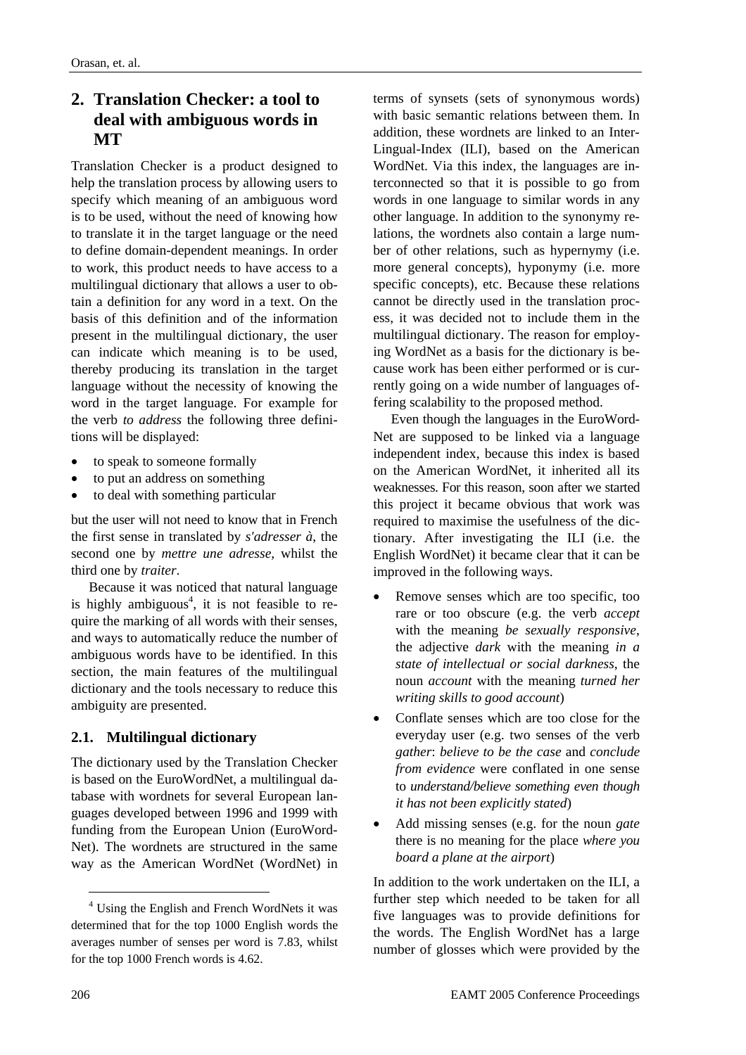## 2. Translation Checker: a tool to deal with ambiguous words in MT

Translation Checker is a product designed to help the translation process by allowing users to specify which meaning of an ambiguous word is to be used, without the need of knowing how to translate it in the target language or the need to define domain-dependent meanings. In order to work, this product needs to have access to a multilingual dictionary that allows a user to obtain a definition for any word in a text. On the basis of this definition and of the information present in the multilingual dictionary, the user can indicate which meaning is to be used, thereby producing its translation in the target language without the necessity of knowing the word in the target language. For example for the verb *to address* the following three definitions will be displayed:

- to speak to someone formally
- to put an address on something
- to deal with something particular

but the user will not need to know that in French the first sense in translated by *s'adresser à*, the second one by *mettre une adresse*, whilst the third one by *traiter*.

Because it was noticed that natural language is highly ambiguous[4], it is not feasible to require the marking of all words with their senses, and ways to automatically reduce the number of ambiguous words have to be identified. In this section, the main features of the multilingual dictionary and the tools necessary to reduce this ambiguity are presented.

### 2.1. Multilingual dictionary

The dictionary used by the Translation Checker is based on the EuroWordNet, a multilingual database with wordnets for several European languages developed between 1996 and 1999 with funding from the European Union (EuroWordNet). The wordnets are structured in the same way as the American WordNet (WordNet) in terms of synsets (sets of synonymous words) with basic semantic relations between them. In addition, these wordnets are linked to an Inter-Lingual-Index (ILI), based on the American WordNet. Via this index, the languages are interconnected so that it is possible to go from words in one language to similar words in any other language. In addition to the synonymy relations, the wordnets also contain a large number of other relations, such as hypernymy (i.e. more general concepts), hyponymy (i.e. more specific concepts), etc. Because these relations cannot be directly used in the translation process, it was decided not to include them in the multilingual dictionary. The reason for employing WordNet as a basis for the dictionary is because work has been either performed or is currently going on a wide number of languages offering scalability to the proposed method.

Even though the languages in the EuroWordNet are supposed to be linked via a language independent index, because this index is based on the American WordNet, it inherited all its weaknesses. For this reason, soon after we started this project it became obvious that work was required to maximise the usefulness of the dictionary. After investigating the ILI (i.e. the English WordNet) it became clear that it can be improved in the following ways.

- Remove senses which are too specific, too rare or too obscure (e.g. the verb *accept* with the meaning *be sexually responsive*, the adjective *dark* with the meaning *in a state of intellectual or social darkness*, the noun *account* with the meaning *turned her writing skills to good account*)
- Conflate senses which are too close for the everyday user (e.g. two senses of the verb *gather*: *believe to be the case* and *conclude from evidence* were conflated in one sense to *understand/believe something even though it has not been explicitly stated*)
- Add missing senses (e.g. for the noun *gate* there is no meaning for the place *where you board a plane at the airport*)

In addition to the work undertaken on the ILI, a further step which needed to be taken for all five languages was to provide definitions for the words. The English WordNet has a large number of glosses which were provided by the

[4] Using the English and French WordNets it was determined that for the top 1000 English words the averages number of senses per word is 7.83, whilst for the top 1000 French words is 4.62.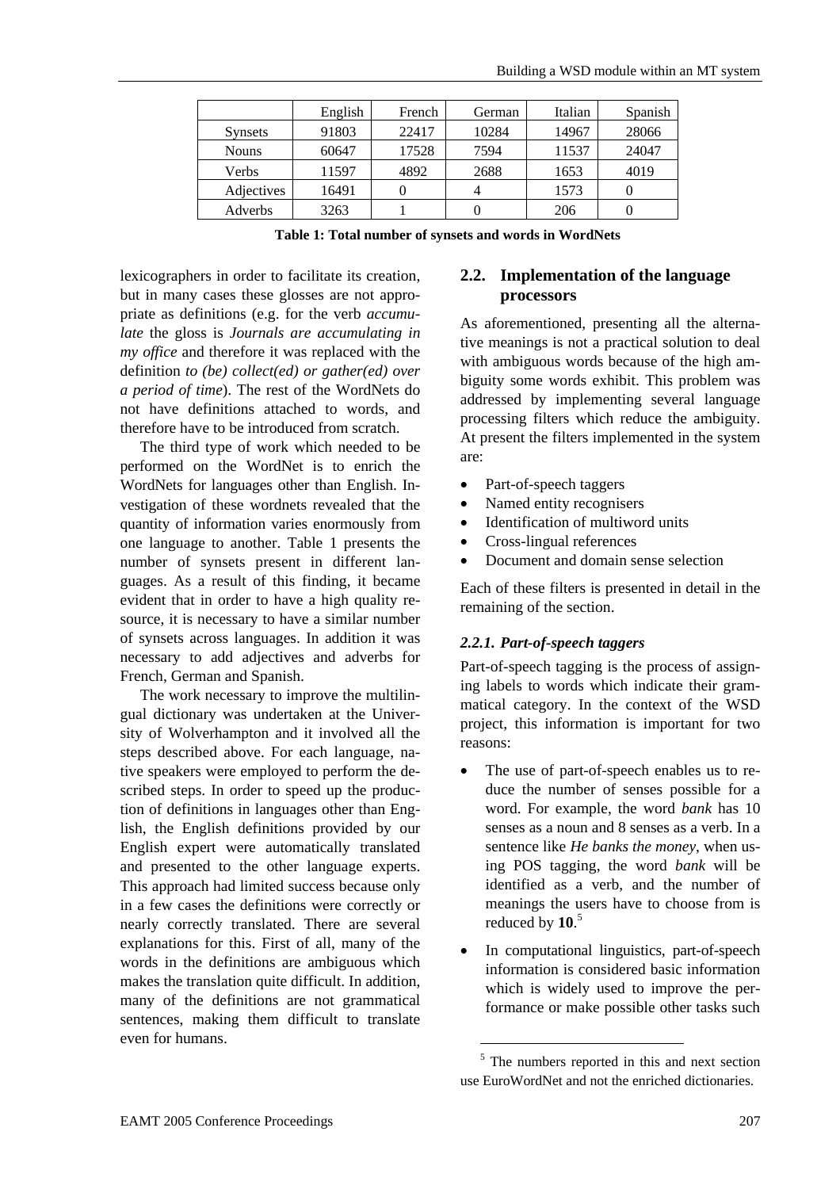|  | English | French | German | Italian | Spanish |
| --- | --- | --- | --- | --- | --- |
| Synsets | 91803 | 22417 | 10284 | 14967 | 28066 |
| Nouns | 60647 | 17528 | 7594 | 11537 | 24047 |
| Verbs | 11597 | 4892 | 2688 | 1653 | 4019 |
| Adjectives | 16491 | 0 | 4 | 1573 | 0 |
| Adverbs | 3263 | 1 | 0 | 206 | 0 |

**Table 1: Total number of synsets and words in WordNets**

lexicographers in order to facilitate its creation, but in many cases these glosses are not appropriate as definitions (e.g. for the verb *accumulate* the gloss is *Journals are accumulating in my office* and therefore it was replaced with the definition *to (be) collect(ed) or gather(ed) over a period of time*). The rest of the WordNets do not have definitions attached to words, and therefore have to be introduced from scratch.

The third type of work which needed to be performed on the WordNet is to enrich the WordNets for languages other than English. Investigation of these wordnets revealed that the quantity of information varies enormously from one language to another. Table 1 presents the number of synsets present in different languages. As a result of this finding, it became evident that in order to have a high quality resource, it is necessary to have a similar number of synsets across languages. In addition it was necessary to add adjectives and adverbs for French, German and Spanish.

The work necessary to improve the multilingual dictionary was undertaken at the University of Wolverhampton and it involved all the steps described above. For each language, native speakers were employed to perform the described steps. In order to speed up the production of definitions in languages other than English, the English definitions provided by our English expert were automatically translated and presented to the other language experts. This approach had limited success because only in a few cases the definitions were correctly or nearly correctly translated. There are several explanations for this. First of all, many of the words in the definitions are ambiguous which makes the translation quite difficult. In addition, many of the definitions are not grammatical sentences, making them difficult to translate even for humans.

## 2.2. Implementation of the language processors

As aforementioned, presenting all the alternative meanings is not a practical solution to deal with ambiguous words because of the high ambiguity some words exhibit. This problem was addressed by implementing several language processing filters which reduce the ambiguity. At present the filters implemented in the system are:

- Part-of-speech taggers
- Named entity recognisers
- Identification of multiword units
- Cross-lingual references
- Document and domain sense selection

Each of these filters is presented in detail in the remaining of the section.

### *2.2.1. Part-of-speech taggers*

Part-of-speech tagging is the process of assigning labels to words which indicate their grammatical category. In the context of the WSD project, this information is important for two reasons:

- The use of part-of-speech enables us to reduce the number of senses possible for a word. For example, the word *bank* has 10 senses as a noun and 8 senses as a verb. In a sentence like *He banks the money*, when using POS tagging, the word *bank* will be identified as a verb, and the number of meanings the users have to choose from is reduced by **10**.[5]
- In computational linguistics, part-of-speech information is considered basic information which is widely used to improve the performance or make possible other tasks such

[5] The numbers reported in this and next section use EuroWordNet and not the enriched dictionaries.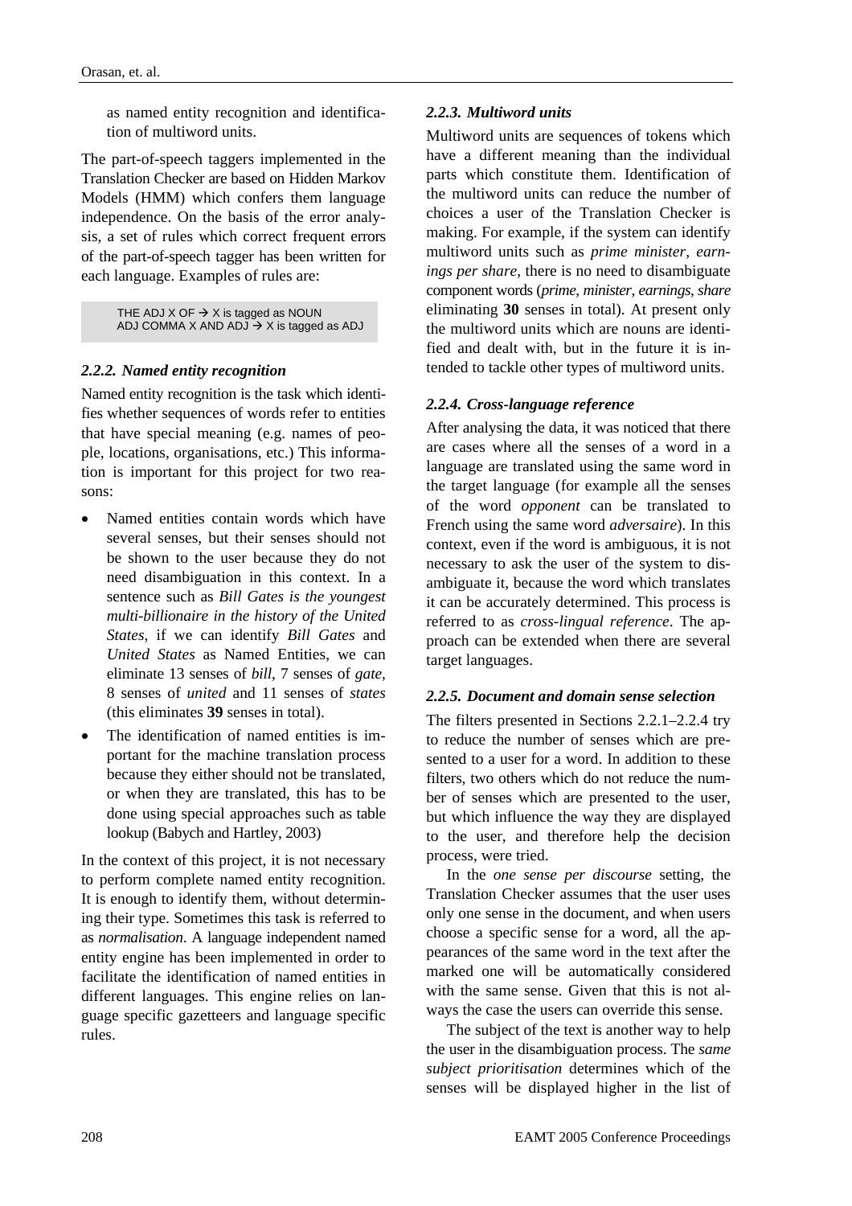as named entity recognition and identification of multiword units.

The part-of-speech taggers implemented in the Translation Checker are based on Hidden Markov Models (HMM) which confers them language independence. On the basis of the error analysis, a set of rules which correct frequent errors of the part-of-speech tagger has been written for each language. Examples of rules are:

```
THE ADJ X OF → X is tagged as NOUN
ADJ COMMA X AND ADJ → X is tagged as ADJ
```

### 2.2.2. Named entity recognition

Named entity recognition is the task which identifies whether sequences of words refer to entities that have special meaning (e.g. names of people, locations, organisations, etc.) This information is important for this project for two reasons:

- Named entities contain words which have several senses, but their senses should not be shown to the user because they do not need disambiguation in this context. In a sentence such as *Bill Gates is the youngest multi-billionaire in the history of the United States,* if we can identify *Bill Gates* and *United States* as Named Entities, we can eliminate 13 senses of *bill*, 7 senses of *gate*, 8 senses of *united* and 11 senses of *states* (this eliminates **39** senses in total).
- The identification of named entities is important for the machine translation process because they either should not be translated, or when they are translated, this has to be done using special approaches such as table lookup (Babych and Hartley, 2003)

In the context of this project, it is not necessary to perform complete named entity recognition. It is enough to identify them, without determining their type. Sometimes this task is referred to as *normalisation*. A language independent named entity engine has been implemented in order to facilitate the identification of named entities in different languages. This engine relies on language specific gazetteers and language specific rules.

### 2.2.3. Multiword units

Multiword units are sequences of tokens which have a different meaning than the individual parts which constitute them. Identification of the multiword units can reduce the number of choices a user of the Translation Checker is making. For example, if the system can identify multiword units such as *prime minister*, *earnings per share*, there is no need to disambiguate component words (*prime*, *minister*, *earnings*, *share* eliminating **30** senses in total). At present only the multiword units which are nouns are identified and dealt with, but in the future it is intended to tackle other types of multiword units.

### 2.2.4. Cross-language reference

After analysing the data, it was noticed that there are cases where all the senses of a word in a language are translated using the same word in the target language (for example all the senses of the word *opponent* can be translated to French using the same word *adversaire*). In this context, even if the word is ambiguous, it is not necessary to ask the user of the system to disambiguate it, because the word which translates it can be accurately determined. This process is referred to as *cross-lingual reference*. The approach can be extended when there are several target languages.

### 2.2.5. Document and domain sense selection

The filters presented in Sections 2.2.1–2.2.4 try to reduce the number of senses which are presented to a user for a word. In addition to these filters, two others which do not reduce the number of senses which are presented to the user, but which influence the way they are displayed to the user, and therefore help the decision process, were tried.

In the *one sense per discourse* setting, the Translation Checker assumes that the user uses only one sense in the document, and when users choose a specific sense for a word, all the appearances of the same word in the text after the marked one will be automatically considered with the same sense. Given that this is not always the case the users can override this sense.

The subject of the text is another way to help the user in the disambiguation process. The *same subject prioritisation* determines which of the senses will be displayed higher in the list of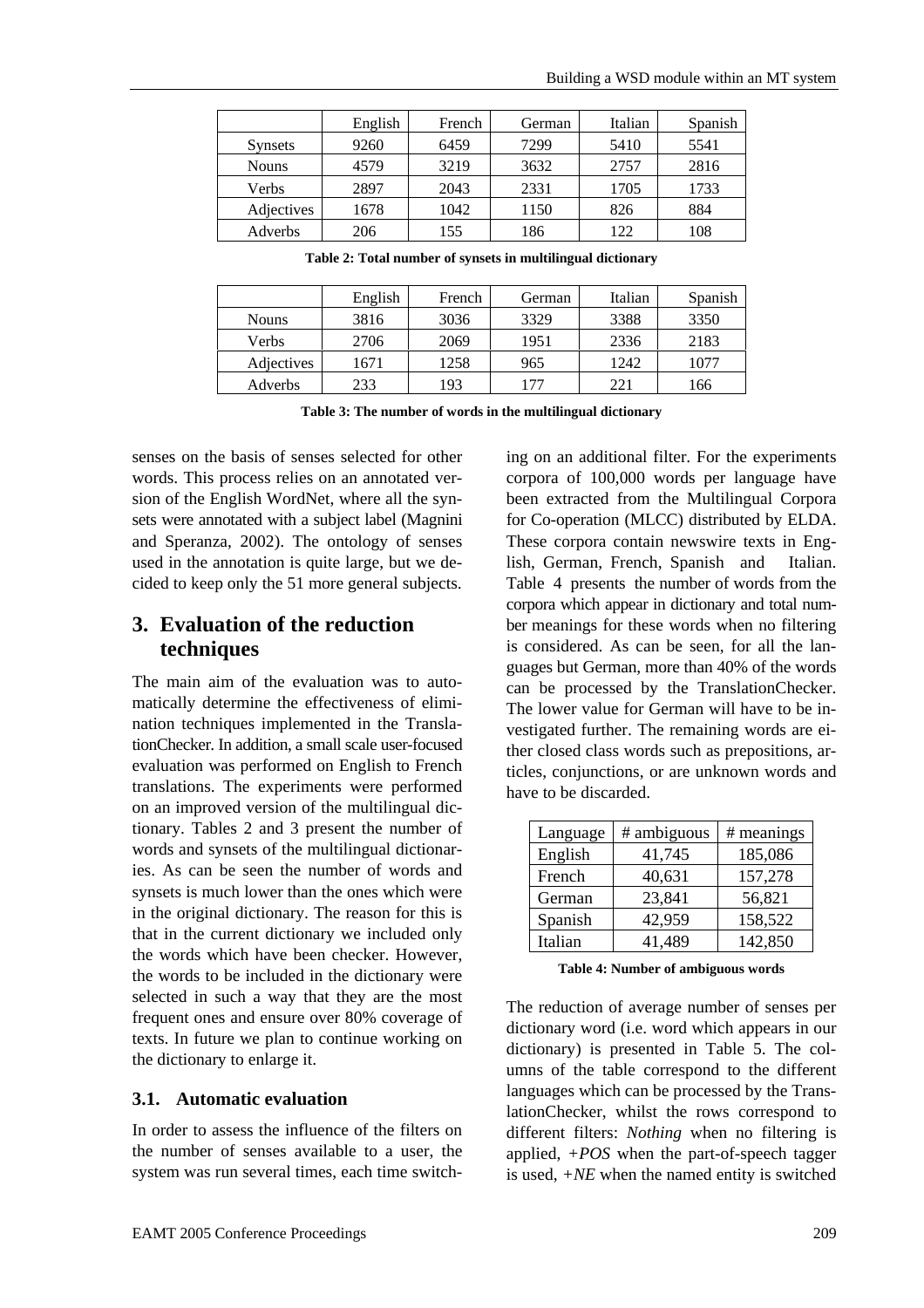|  | English | French | German | Italian | Spanish |
|---|---|---|---|---|---|
| Synsets | 9260 | 6459 | 7299 | 5410 | 5541 |
| Nouns | 4579 | 3219 | 3632 | 2757 | 2816 |
| Verbs | 2897 | 2043 | 2331 | 1705 | 1733 |
| Adjectives | 1678 | 1042 | 1150 | 826 | 884 |
| Adverbs | 206 | 155 | 186 | 122 | 108 |

**Table 2: Total number of synsets in multilingual dictionary**

|  | English | French | German | Italian | Spanish |
|---|---|---|---|---|---|
| Nouns | 3816 | 3036 | 3329 | 3388 | 3350 |
| Verbs | 2706 | 2069 | 1951 | 2336 | 2183 |
| Adjectives | 1671 | 1258 | 965 | 1242 | 1077 |
| Adverbs | 233 | 193 | 177 | 221 | 166 |

**Table 3: The number of words in the multilingual dictionary**

senses on the basis of senses selected for other words. This process relies on an annotated version of the English WordNet, where all the synsets were annotated with a subject label (Magnini and Speranza, 2002). The ontology of senses used in the annotation is quite large, but we decided to keep only the 51 more general subjects.

## 3. Evaluation of the reduction techniques

The main aim of the evaluation was to automatically determine the effectiveness of elimination techniques implemented in the TranslationChecker. In addition, a small scale user-focused evaluation was performed on English to French translations. The experiments were performed on an improved version of the multilingual dictionary. Tables 2 and 3 present the number of words and synsets of the multilingual dictionaries. As can be seen the number of words and synsets is much lower than the ones which were in the original dictionary. The reason for this is that in the current dictionary we included only the words which have been checker. However, the words to be included in the dictionary were selected in such a way that they are the most frequent ones and ensure over 80% coverage of texts. In future we plan to continue working on the dictionary to enlarge it.

### 3.1. Automatic evaluation

In order to assess the influence of the filters on the number of senses available to a user, the system was run several times, each time switching on an additional filter. For the experiments corpora of 100,000 words per language have been extracted from the Multilingual Corpora for Co-operation (MLCC) distributed by ELDA. These corpora contain newswire texts in English, German, French, Spanish and Italian. Table 4 presents the number of words from the corpora which appear in dictionary and total number meanings for these words when no filtering is considered. As can be seen, for all the languages but German, more than 40% of the words can be processed by the TranslationChecker. The lower value for German will have to be investigated further. The remaining words are either closed class words such as prepositions, articles, conjunctions, or are unknown words and have to be discarded.

| Language | # ambiguous | # meanings |
|---|---|---|
| English | 41,745 | 185,086 |
| French | 40,631 | 157,278 |
| German | 23,841 | 56,821 |
| Spanish | 42,959 | 158,522 |
| Italian | 41,489 | 142,850 |

**Table 4: Number of ambiguous words**

The reduction of average number of senses per dictionary word (i.e. word which appears in our dictionary) is presented in Table 5. The columns of the table correspond to the different languages which can be processed by the TranslationChecker, whilst the rows correspond to different filters: *Nothing* when no filtering is applied, *+POS* when the part-of-speech tagger is used, *+NE* when the named entity is switched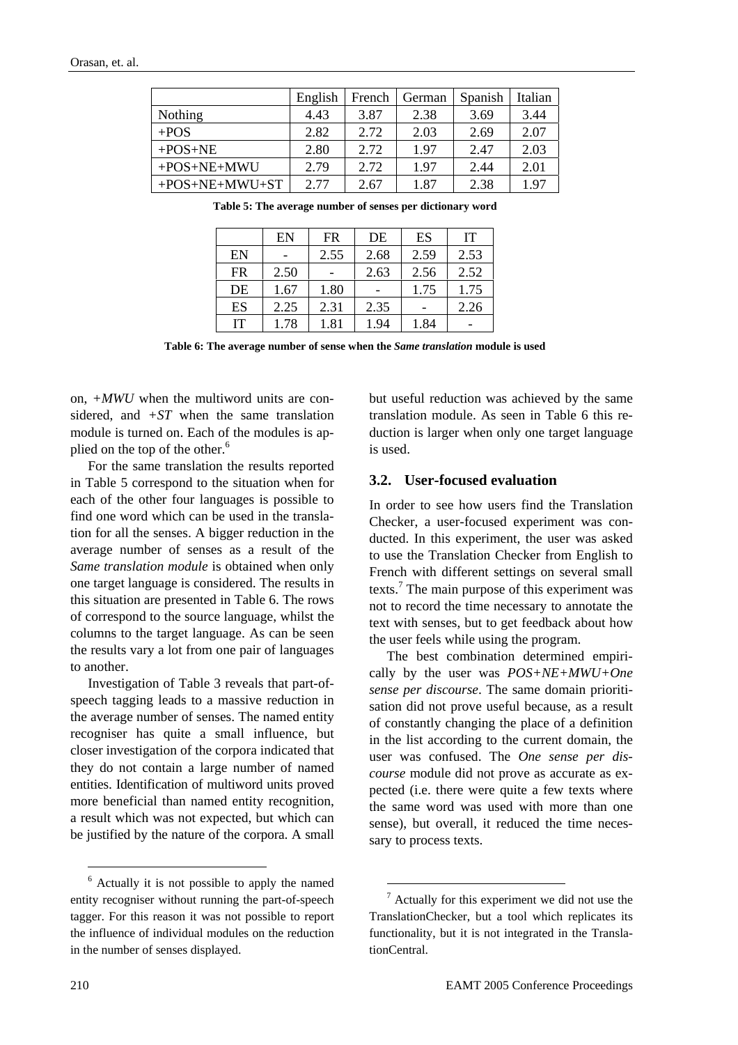|  | English | French | German | Spanish | Italian |
| --- | --- | --- | --- | --- | --- |
| Nothing | 4.43 | 3.87 | 2.38 | 3.69 | 3.44 |
| +POS | 2.82 | 2.72 | 2.03 | 2.69 | 2.07 |
| +POS+NE | 2.80 | 2.72 | 1.97 | 2.47 | 2.03 |
| +POS+NE+MWU | 2.79 | 2.72 | 1.97 | 2.44 | 2.01 |
| +POS+NE+MWU+ST | 2.77 | 2.67 | 1.87 | 2.38 | 1.97 |

**Table 5: The average number of senses per dictionary word**

|  | EN | FR | DE | ES | IT |
| --- | --- | --- | --- | --- | --- |
| EN | - | 2.55 | 2.68 | 2.59 | 2.53 |
| FR | 2.50 | - | 2.63 | 2.56 | 2.52 |
| DE | 1.67 | 1.80 | - | 1.75 | 1.75 |
| ES | 2.25 | 2.31 | 2.35 | - | 2.26 |
| IT | 1.78 | 1.81 | 1.94 | 1.84 | - |

**Table 6: The average number of sense when the *Same translation* module is used**

on, *+MWU* when the multiword units are considered, and *+ST* when the same translation module is turned on. Each of the modules is applied on the top of the other.[6]

For the same translation the results reported in Table 5 correspond to the situation when for each of the other four languages is possible to find one word which can be used in the translation for all the senses. A bigger reduction in the average number of senses as a result of the *Same translation module* is obtained when only one target language is considered. The results in this situation are presented in Table 6. The rows of correspond to the source language, whilst the columns to the target language. As can be seen the results vary a lot from one pair of languages to another.

Investigation of Table 3 reveals that part-of-speech tagging leads to a massive reduction in the average number of senses. The named entity recogniser has quite a small influence, but closer investigation of the corpora indicated that they do not contain a large number of named entities. Identification of multiword units proved more beneficial than named entity recognition, a result which was not expected, but which can be justified by the nature of the corpora. A small but useful reduction was achieved by the same translation module. As seen in Table 6 this reduction is larger when only one target language is used.

## 3.2. User-focused evaluation

In order to see how users find the Translation Checker, a user-focused experiment was conducted. In this experiment, the user was asked to use the Translation Checker from English to French with different settings on several small texts.[7] The main purpose of this experiment was not to record the time necessary to annotate the text with senses, but to get feedback about how the user feels while using the program.

The best combination determined empirically by the user was *POS+NE+MWU+One sense per discourse*. The same domain prioritisation did not prove useful because, as a result of constantly changing the place of a definition in the list according to the current domain, the user was confused. The *One sense per discourse* module did not prove as accurate as expected (i.e. there were quite a few texts where the same word was used with more than one sense), but overall, it reduced the time necessary to process texts.

---

[6] Actually it is not possible to apply the named entity recogniser without running the part-of-speech tagger. For this reason it was not possible to report the influence of individual modules on the reduction in the number of senses displayed.

[7] Actually for this experiment we did not use the TranslationChecker, but a tool which replicates its functionality, but it is not integrated in the TranslationCentral.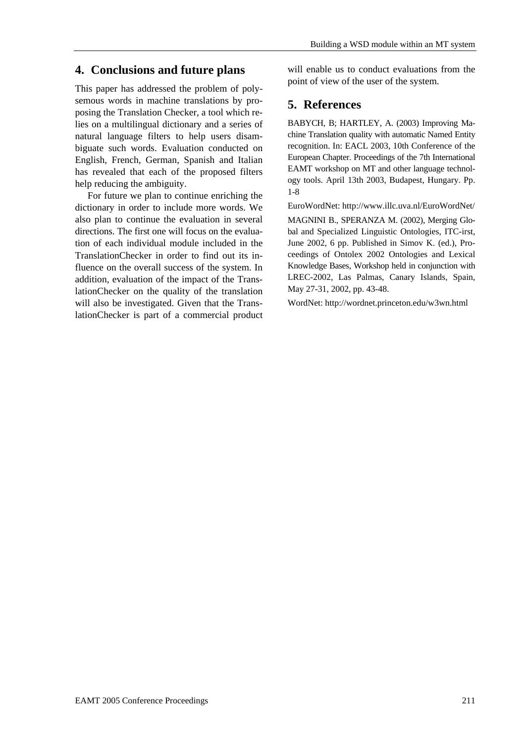## 4. Conclusions and future plans

This paper has addressed the problem of polysemous words in machine translations by proposing the Translation Checker, a tool which relies on a multilingual dictionary and a series of natural language filters to help users disambiguate such words. Evaluation conducted on English, French, German, Spanish and Italian has revealed that each of the proposed filters help reducing the ambiguity.

For future we plan to continue enriching the dictionary in order to include more words. We also plan to continue the evaluation in several directions. The first one will focus on the evaluation of each individual module included in the TranslationChecker in order to find out its influence on the overall success of the system. In addition, evaluation of the impact of the TranslationChecker on the quality of the translation will also be investigated. Given that the TranslationChecker is part of a commercial product will enable us to conduct evaluations from the point of view of the user of the system.

## 5. References

BABYCH, B; HARTLEY, A. (2003) Improving Machine Translation quality with automatic Named Entity recognition. In: EACL 2003, 10th Conference of the European Chapter. Proceedings of the 7th International EAMT workshop on MT and other language technology tools. April 13th 2003, Budapest, Hungary. Pp. 1-8

EuroWordNet: http://www.illc.uva.nl/EuroWordNet/

MAGNINI B., SPERANZA M. (2002), Merging Global and Specialized Linguistic Ontologies, ITC-irst, June 2002, 6 pp. Published in Simov K. (ed.), Proceedings of Ontolex 2002 Ontologies and Lexical Knowledge Bases, Workshop held in conjunction with LREC-2002, Las Palmas, Canary Islands, Spain, May 27-31, 2002, pp. 43-48.

WordNet: http://wordnet.princeton.edu/w3wn.html